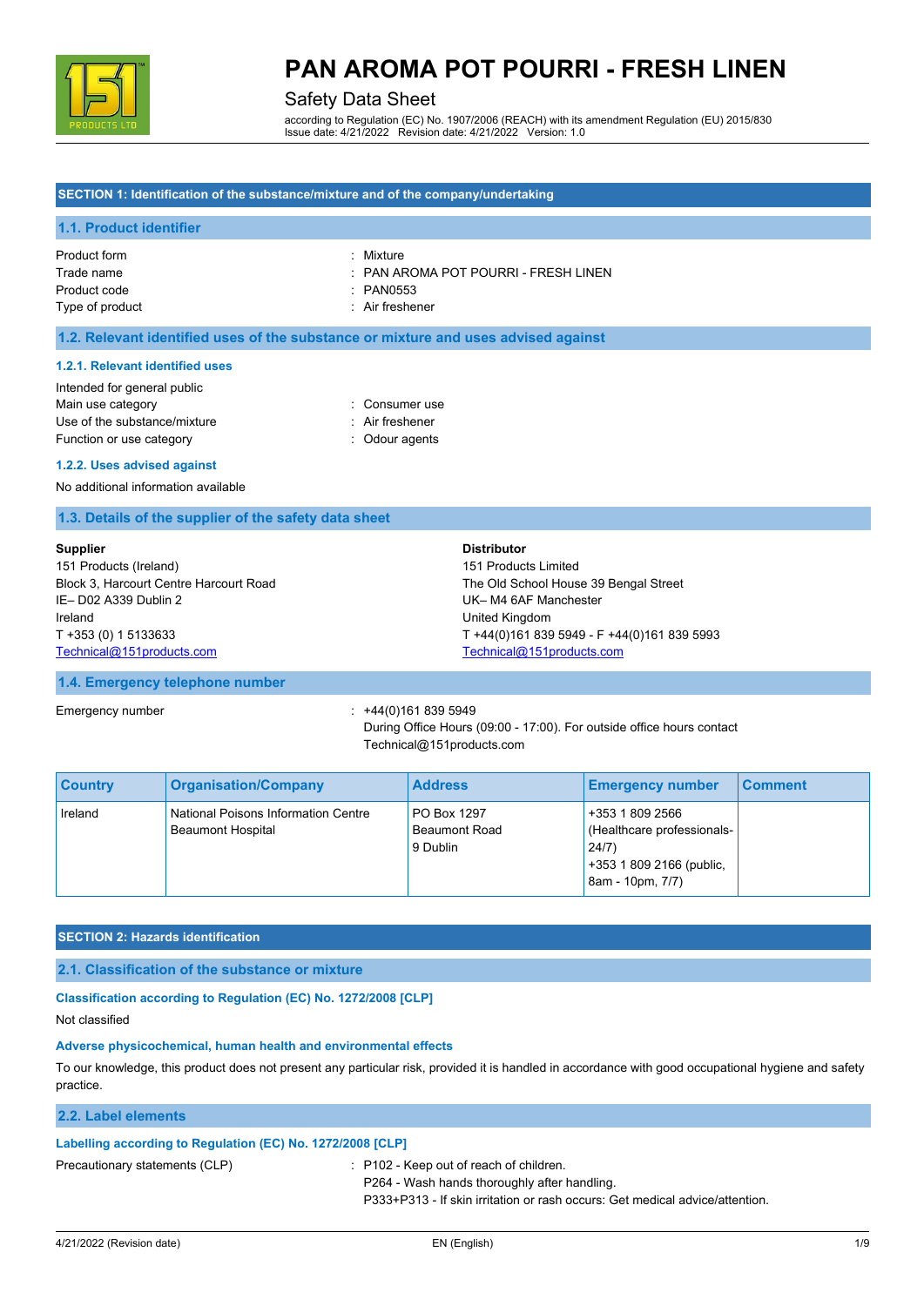# PAN AROMA POT POURRI - FRESH LINEN

## Safety Data Sheet

according to Regulation (EC) No. 1907/2006 (REACH) with its amendment Regulation (EU) 2015/830
Issue date: 4/21/2022 Revision date: 4/21/2022 Version: 1.0

## SECTION 1: Identification of the substance/mixture and of the company/undertaking

### 1.1. Product identifier

Product form : Mixture
Trade name : PAN AROMA POT POURRI - FRESH LINEN
Product code : PAN0553
Type of product : Air freshener

### 1.2. Relevant identified uses of the substance or mixture and uses advised against

#### 1.2.1. Relevant identified uses

Intended for general public
Main use category : Consumer use
Use of the substance/mixture : Air freshener
Function or use category : Odour agents

#### 1.2.2. Uses advised against

No additional information available

### 1.3. Details of the supplier of the safety data sheet

**Supplier**
151 Products (Ireland)
Block 3, Harcourt Centre Harcourt Road
IE– D02 A339 Dublin 2
Ireland
T +353 (0) 1 5133633
Technical@151products.com

**Distributor**
151 Products Limited
The Old School House 39 Bengal Street
UK– M4 6AF Manchester
United Kingdom
T +44(0)161 839 5949 - F +44(0)161 839 5993
Technical@151products.com

### 1.4. Emergency telephone number

Emergency number : +44(0)161 839 5949
During Office Hours (09:00 - 17:00). For outside office hours contact Technical@151products.com

| Country | Organisation/Company | Address | Emergency number | Comment |
|---|---|---|---|---|
| Ireland | National Poisons Information Centre<br>Beaumont Hospital | PO Box 1297<br>Beaumont Road<br>9 Dublin | +353 1 809 2566 (Healthcare professionals-24/7)<br>+353 1 809 2166 (public, 8am - 10pm, 7/7) | |

## SECTION 2: Hazards identification

### 2.1. Classification of the substance or mixture

#### Classification according to Regulation (EC) No. 1272/2008 [CLP]

Not classified

#### Adverse physicochemical, human health and environmental effects

To our knowledge, this product does not present any particular risk, provided it is handled in accordance with good occupational hygiene and safety practice.

### 2.2. Label elements

#### Labelling according to Regulation (EC) No. 1272/2008 [CLP]

Precautionary statements (CLP) : P102 - Keep out of reach of children.
P264 - Wash hands thoroughly after handling.
P333+P313 - If skin irritation or rash occurs: Get medical advice/attention.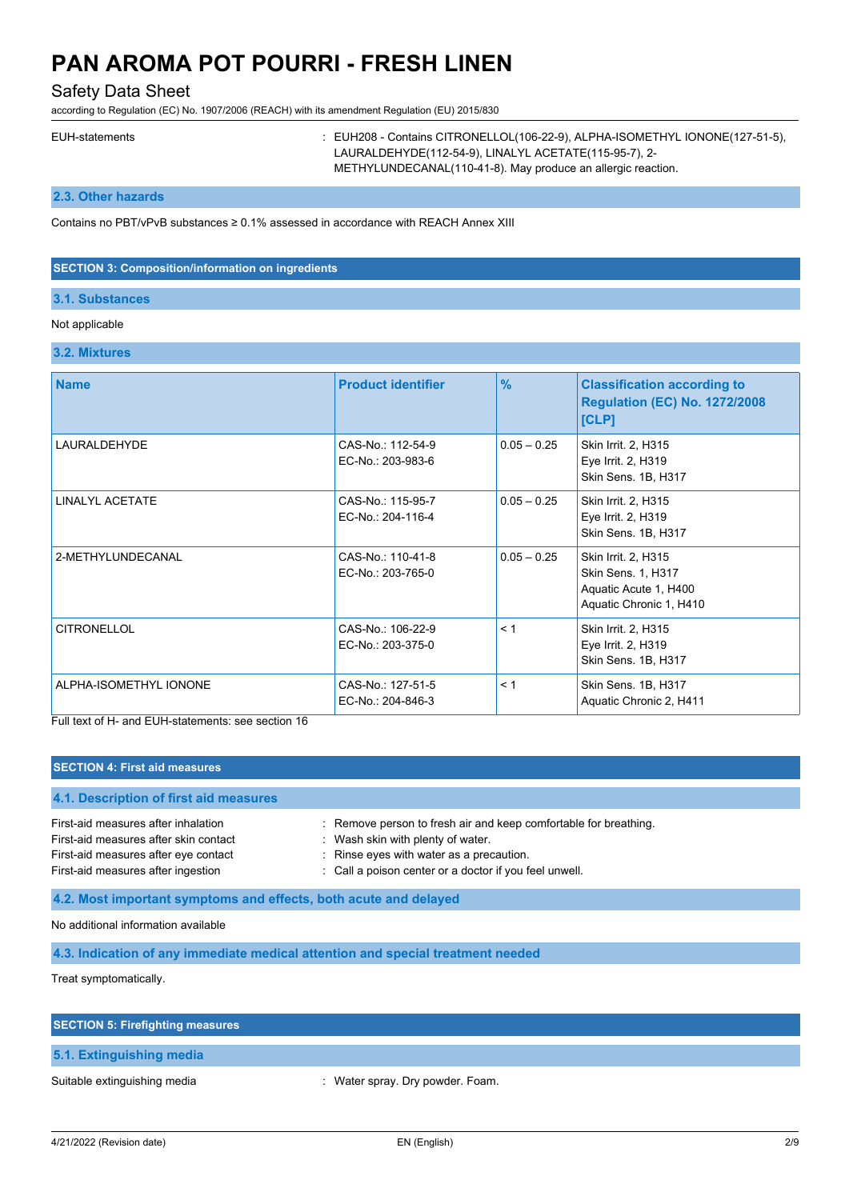EUH-statements : EUH208 - Contains CITRONELLOL(106-22-9), ALPHA-ISOMETHYL IONONE(127-51-5), LAURALDEHYDE(112-54-9), LINALYL ACETATE(115-95-7), 2-METHYLUNDECANAL(110-41-8). May produce an allergic reaction.

### 2.3. Other hazards

Contains no PBT/vPvB substances ≥ 0.1% assessed in accordance with REACH Annex XIII

## SECTION 3: Composition/information on ingredients

### 3.1. Substances

Not applicable

### 3.2. Mixtures

| Name | Product identifier | % | Classification according to Regulation (EC) No. 1272/2008 [CLP] |
|---|---|---|---|
| LAURALDEHYDE | CAS-No.: 112-54-9<br>EC-No.: 203-983-6 | 0.05 – 0.25 | Skin Irrit. 2, H315<br>Eye Irrit. 2, H319<br>Skin Sens. 1B, H317 |
| LINALYL ACETATE | CAS-No.: 115-95-7<br>EC-No.: 204-116-4 | 0.05 – 0.25 | Skin Irrit. 2, H315<br>Eye Irrit. 2, H319<br>Skin Sens. 1B, H317 |
| 2-METHYLUNDECANAL | CAS-No.: 110-41-8<br>EC-No.: 203-765-0 | 0.05 – 0.25 | Skin Irrit. 2, H315<br>Skin Sens. 1, H317<br>Aquatic Acute 1, H400<br>Aquatic Chronic 1, H410 |
| CITRONELLOL | CAS-No.: 106-22-9<br>EC-No.: 203-375-0 | < 1 | Skin Irrit. 2, H315<br>Eye Irrit. 2, H319<br>Skin Sens. 1B, H317 |
| ALPHA-ISOMETHYL IONONE | CAS-No.: 127-51-5<br>EC-No.: 204-846-3 | < 1 | Skin Sens. 1B, H317<br>Aquatic Chronic 2, H411 |

Full text of H- and EUH-statements: see section 16

## SECTION 4: First aid measures

### 4.1. Description of first aid measures

First-aid measures after inhalation : Remove person to fresh air and keep comfortable for breathing.

First-aid measures after skin contact : Wash skin with plenty of water.

First-aid measures after eye contact : Rinse eyes with water as a precaution.

First-aid measures after ingestion : Call a poison center or a doctor if you feel unwell.

### 4.2. Most important symptoms and effects, both acute and delayed

No additional information available

### 4.3. Indication of any immediate medical attention and special treatment needed

Treat symptomatically.

## SECTION 5: Firefighting measures

### 5.1. Extinguishing media

Suitable extinguishing media : Water spray. Dry powder. Foam.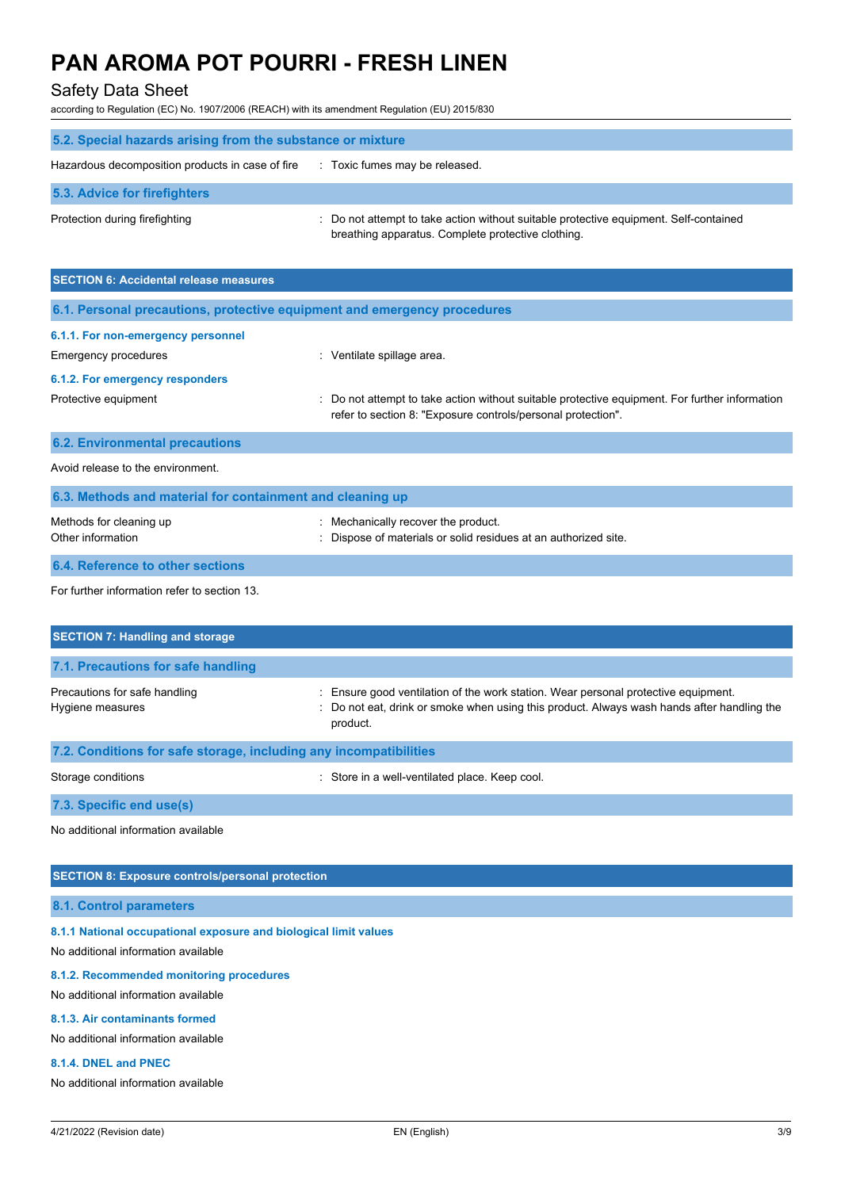## 5.2. Special hazards arising from the substance or mixture

Hazardous decomposition products in case of fire : Toxic fumes may be released.

## 5.3. Advice for firefighters

Protection during firefighting : Do not attempt to take action without suitable protective equipment. Self-contained breathing apparatus. Complete protective clothing.

# SECTION 6: Accidental release measures

## 6.1. Personal precautions, protective equipment and emergency procedures

### 6.1.1. For non-emergency personnel

Emergency procedures : Ventilate spillage area.

### 6.1.2. For emergency responders

Protective equipment : Do not attempt to take action without suitable protective equipment. For further information refer to section 8: "Exposure controls/personal protection".

## 6.2. Environmental precautions

Avoid release to the environment.

## 6.3. Methods and material for containment and cleaning up

Methods for cleaning up : Mechanically recover the product.

Other information : Dispose of materials or solid residues at an authorized site.

## 6.4. Reference to other sections

For further information refer to section 13.

# SECTION 7: Handling and storage

## 7.1. Precautions for safe handling

Precautions for safe handling : Ensure good ventilation of the work station. Wear personal protective equipment.

Hygiene measures : Do not eat, drink or smoke when using this product. Always wash hands after handling the product.

## 7.2. Conditions for safe storage, including any incompatibilities

Storage conditions : Store in a well-ventilated place. Keep cool.

## 7.3. Specific end use(s)

No additional information available

# SECTION 8: Exposure controls/personal protection

## 8.1. Control parameters

### 8.1.1 National occupational exposure and biological limit values

No additional information available

### 8.1.2. Recommended monitoring procedures

No additional information available

### 8.1.3. Air contaminants formed

No additional information available

### 8.1.4. DNEL and PNEC

No additional information available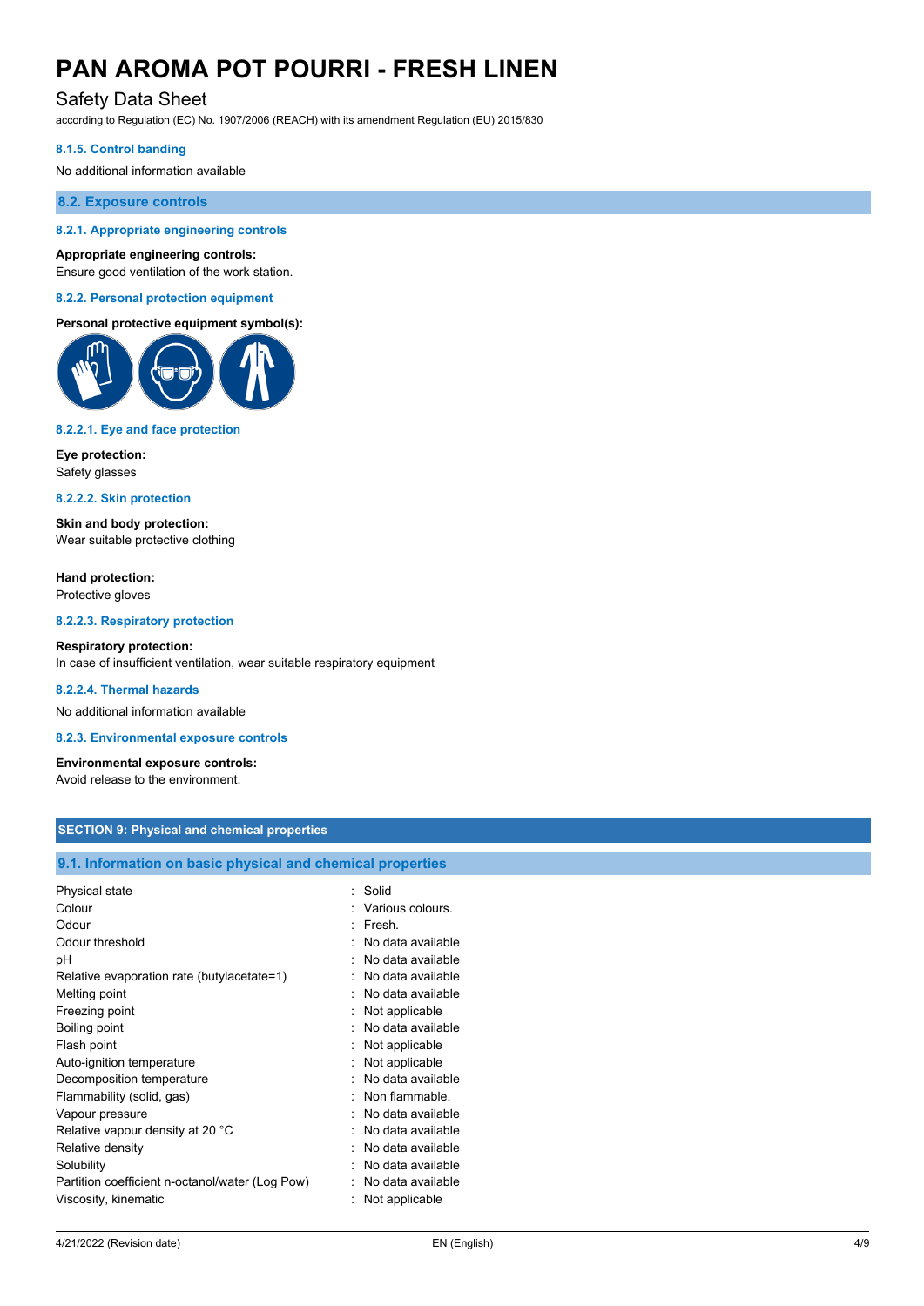#### 8.1.5. Control banding

No additional information available

### 8.2. Exposure controls

#### 8.2.1. Appropriate engineering controls

**Appropriate engineering controls:**
Ensure good ventilation of the work station.

#### 8.2.2. Personal protection equipment

**Personal protective equipment symbol(s):**

#### 8.2.2.1. Eye and face protection

**Eye protection:**
Safety glasses

#### 8.2.2.2. Skin protection

**Skin and body protection:**
Wear suitable protective clothing

**Hand protection:**
Protective gloves

#### 8.2.2.3. Respiratory protection

**Respiratory protection:**
In case of insufficient ventilation, wear suitable respiratory equipment

#### 8.2.2.4. Thermal hazards

No additional information available

#### 8.2.3. Environmental exposure controls

**Environmental exposure controls:**
Avoid release to the environment.

## SECTION 9: Physical and chemical properties

### 9.1. Information on basic physical and chemical properties

| | |
|---|---|
| Physical state | : Solid |
| Colour | : Various colours. |
| Odour | : Fresh. |
| Odour threshold | : No data available |
| pH | : No data available |
| Relative evaporation rate (butylacetate=1) | : No data available |
| Melting point | : No data available |
| Freezing point | : Not applicable |
| Boiling point | : No data available |
| Flash point | : Not applicable |
| Auto-ignition temperature | : Not applicable |
| Decomposition temperature | : No data available |
| Flammability (solid, gas) | : Non flammable. |
| Vapour pressure | : No data available |
| Relative vapour density at 20 °C | : No data available |
| Relative density | : No data available |
| Solubility | : No data available |
| Partition coefficient n-octanol/water (Log Pow) | : No data available |
| Viscosity, kinematic | : Not applicable |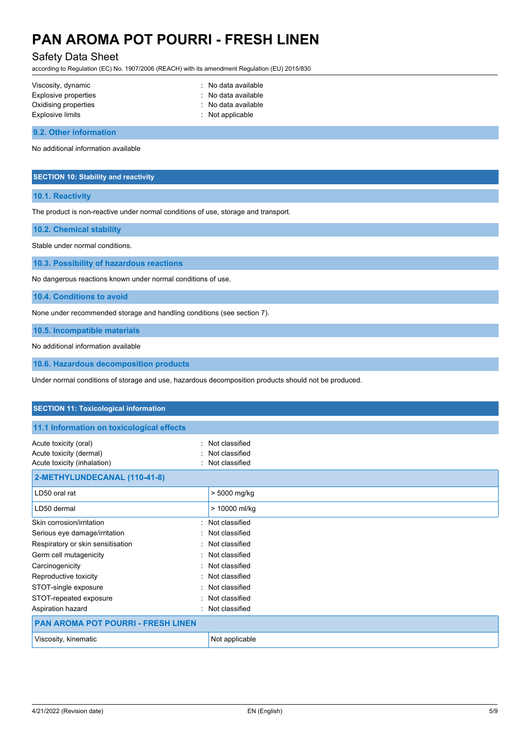| | |
|---|---|
| Viscosity, dynamic | : No data available |
| Explosive properties | : No data available |
| Oxidising properties | : No data available |
| Explosive limits | : Not applicable |

### 9.2. Other information

No additional information available

## SECTION 10: Stability and reactivity

### 10.1. Reactivity

The product is non-reactive under normal conditions of use, storage and transport.

### 10.2. Chemical stability

Stable under normal conditions.

### 10.3. Possibility of hazardous reactions

No dangerous reactions known under normal conditions of use.

### 10.4. Conditions to avoid

None under recommended storage and handling conditions (see section 7).

### 10.5. Incompatible materials

No additional information available

### 10.6. Hazardous decomposition products

Under normal conditions of storage and use, hazardous decomposition products should not be produced.

## SECTION 11: Toxicological information

### 11.1 Information on toxicological effects

| | |
|---|---|
| Acute toxicity (oral) | : Not classified |
| Acute toxicity (dermal) | : Not classified |
| Acute toxicity (inhalation) | : Not classified |

| 2-METHYLUNDECANAL (110-41-8) | |
|---|---|
| LD50 oral rat | > 5000 mg/kg |
| LD50 dermal | > 10000 ml/kg |

| | |
|---|---|
| Skin corrosion/irritation | : Not classified |
| Serious eye damage/irritation | : Not classified |
| Respiratory or skin sensitisation | : Not classified |
| Germ cell mutagenicity | : Not classified |
| Carcinogenicity | : Not classified |
| Reproductive toxicity | : Not classified |
| STOT-single exposure | : Not classified |
| STOT-repeated exposure | : Not classified |
| Aspiration hazard | : Not classified |

| PAN AROMA POT POURRI - FRESH LINEN | |
|---|---|
| Viscosity, kinematic | Not applicable |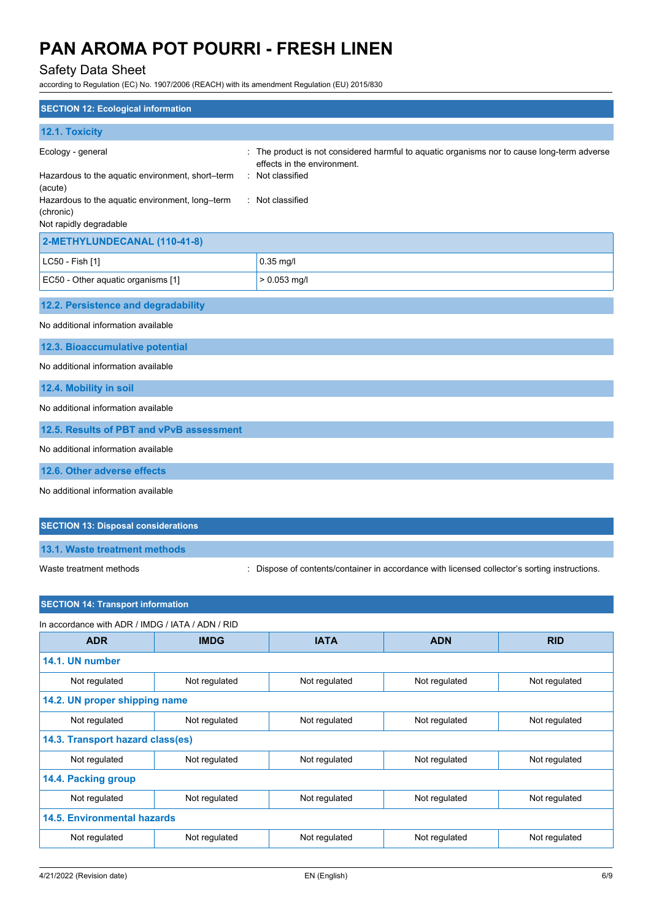## SECTION 12: Ecological information

### 12.1. Toxicity

| | |
|---|---|
| Ecology - general | : The product is not considered harmful to aquatic organisms nor to cause long-term adverse effects in the environment. |
| Hazardous to the aquatic environment, short–term (acute) | : Not classified |
| Hazardous to the aquatic environment, long–term (chronic) | : Not classified |

Not rapidly degradable

| 2-METHYLUNDECANAL (110-41-8) | |
|---|---|
| LC50 - Fish [1] | 0.35 mg/l |
| EC50 - Other aquatic organisms [1] | > 0.053 mg/l |

### 12.2. Persistence and degradability

No additional information available

### 12.3. Bioaccumulative potential

No additional information available

### 12.4. Mobility in soil

No additional information available

### 12.5. Results of PBT and vPvB assessment

No additional information available

### 12.6. Other adverse effects

No additional information available

## SECTION 13: Disposal considerations

### 13.1. Waste treatment methods

| | |
|---|---|
| Waste treatment methods | : Dispose of contents/container in accordance with licensed collector's sorting instructions. |

## SECTION 14: Transport information

In accordance with ADR / IMDG / IATA / ADN / RID

| ADR | IMDG | IATA | ADN | RID |
|---|---|---|---|---|
| **14.1. UN number** | | | | |
| Not regulated | Not regulated | Not regulated | Not regulated | Not regulated |
| **14.2. UN proper shipping name** | | | | |
| Not regulated | Not regulated | Not regulated | Not regulated | Not regulated |
| **14.3. Transport hazard class(es)** | | | | |
| Not regulated | Not regulated | Not regulated | Not regulated | Not regulated |
| **14.4. Packing group** | | | | |
| Not regulated | Not regulated | Not regulated | Not regulated | Not regulated |
| **14.5. Environmental hazards** | | | | |
| Not regulated | Not regulated | Not regulated | Not regulated | Not regulated |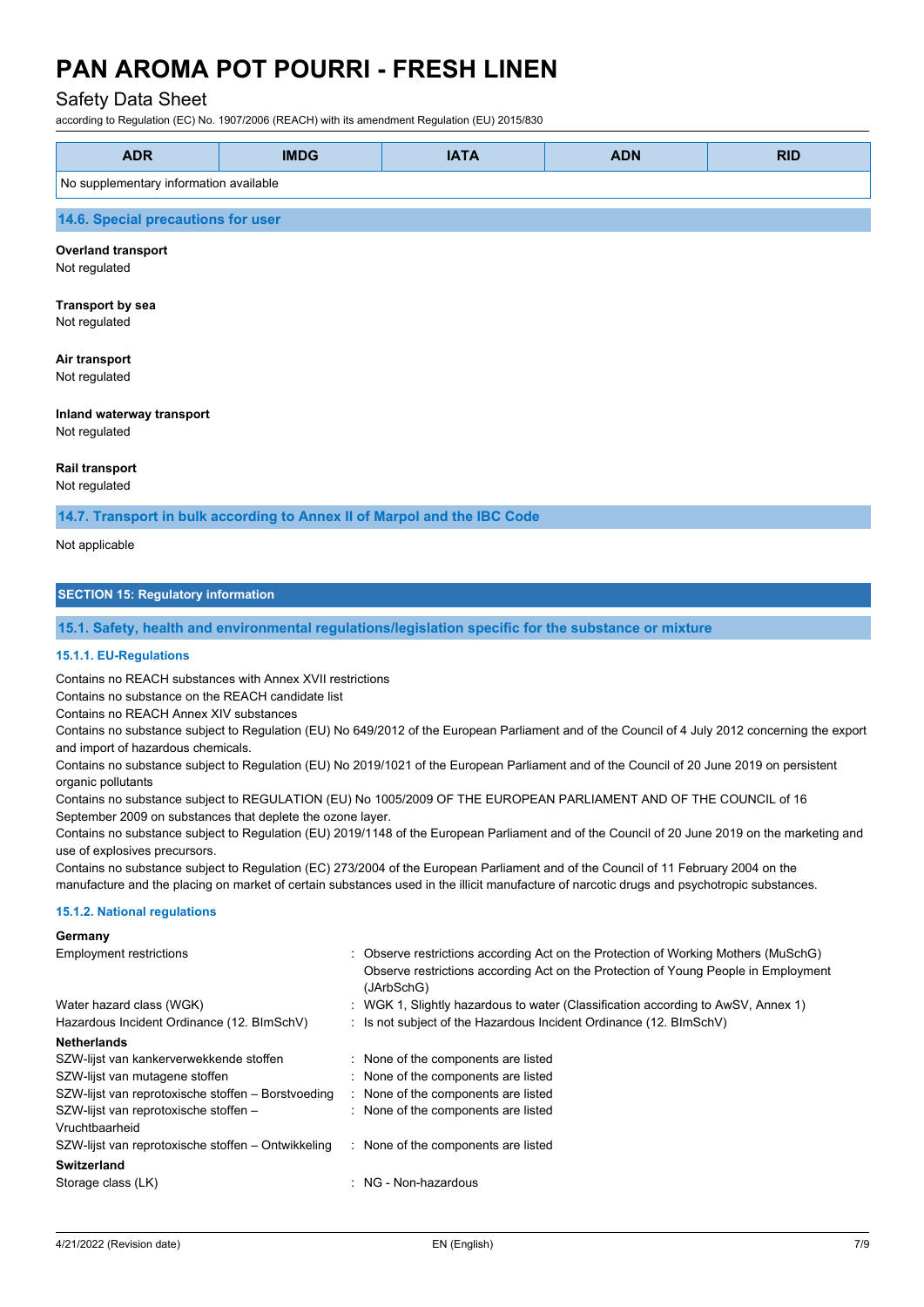| ADR | IMDG | IATA | ADN | RID |
|---|---|---|---|---|
| No supplementary information available | | | | |

### 14.6. Special precautions for user

**Overland transport**
Not regulated

**Transport by sea**
Not regulated

**Air transport**
Not regulated

**Inland waterway transport**
Not regulated

**Rail transport**
Not regulated

### 14.7. Transport in bulk according to Annex II of Marpol and the IBC Code

Not applicable

## SECTION 15: Regulatory information

### 15.1. Safety, health and environmental regulations/legislation specific for the substance or mixture

#### 15.1.1. EU-Regulations

Contains no REACH substances with Annex XVII restrictions
Contains no substance on the REACH candidate list
Contains no REACH Annex XIV substances
Contains no substance subject to Regulation (EU) No 649/2012 of the European Parliament and of the Council of 4 July 2012 concerning the export and import of hazardous chemicals.
Contains no substance subject to Regulation (EU) No 2019/1021 of the European Parliament and of the Council of 20 June 2019 on persistent organic pollutants
Contains no substance subject to REGULATION (EU) No 1005/2009 OF THE EUROPEAN PARLIAMENT AND OF THE COUNCIL of 16 September 2009 on substances that deplete the ozone layer.
Contains no substance subject to Regulation (EU) 2019/1148 of the European Parliament and of the Council of 20 June 2019 on the marketing and use of explosives precursors.
Contains no substance subject to Regulation (EC) 273/2004 of the European Parliament and of the Council of 11 February 2004 on the manufacture and the placing on market of certain substances used in the illicit manufacture of narcotic drugs and psychotropic substances.

#### 15.1.2. National regulations

**Germany**

| | |
|---|---|
| Employment restrictions | : Observe restrictions according Act on the Protection of Working Mothers (MuSchG) Observe restrictions according Act on the Protection of Young People in Employment (JArbSchG) |
| Water hazard class (WGK) | : WGK 1, Slightly hazardous to water (Classification according to AwSV, Annex 1) |
| Hazardous Incident Ordinance (12. BImSchV) | : Is not subject of the Hazardous Incident Ordinance (12. BImSchV) |

**Netherlands**

| | |
|---|---|
| SZW-lijst van kankerverwekkende stoffen | : None of the components are listed |
| SZW-lijst van mutagene stoffen | : None of the components are listed |
| SZW-lijst van reprotoxische stoffen – Borstvoeding | : None of the components are listed |
| SZW-lijst van reprotoxische stoffen – Vruchtbaarheid | : None of the components are listed |
| SZW-lijst van reprotoxische stoffen – Ontwikkeling | : None of the components are listed |

**Switzerland**

| | |
|---|---|
| Storage class (LK) | : NG - Non-hazardous |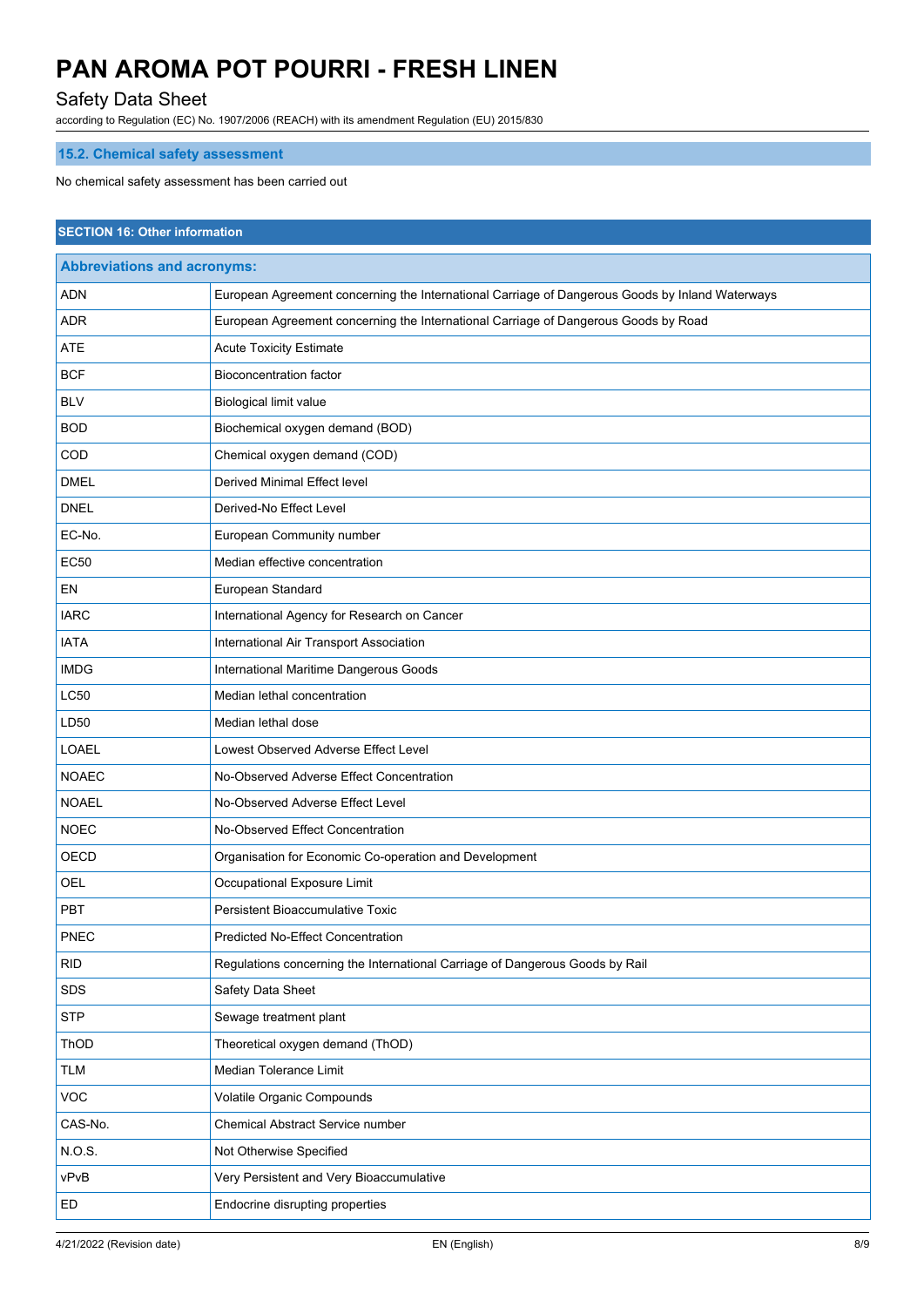### 15.2. Chemical safety assessment

No chemical safety assessment has been carried out

## SECTION 16: Other information

| Abbreviations and acronyms: | |
|---|---|
| ADN | European Agreement concerning the International Carriage of Dangerous Goods by Inland Waterways |
| ADR | European Agreement concerning the International Carriage of Dangerous Goods by Road |
| ATE | Acute Toxicity Estimate |
| BCF | Bioconcentration factor |
| BLV | Biological limit value |
| BOD | Biochemical oxygen demand (BOD) |
| COD | Chemical oxygen demand (COD) |
| DMEL | Derived Minimal Effect level |
| DNEL | Derived-No Effect Level |
| EC-No. | European Community number |
| EC50 | Median effective concentration |
| EN | European Standard |
| IARC | International Agency for Research on Cancer |
| IATA | International Air Transport Association |
| IMDG | International Maritime Dangerous Goods |
| LC50 | Median lethal concentration |
| LD50 | Median lethal dose |
| LOAEL | Lowest Observed Adverse Effect Level |
| NOAEC | No-Observed Adverse Effect Concentration |
| NOAEL | No-Observed Adverse Effect Level |
| NOEC | No-Observed Effect Concentration |
| OECD | Organisation for Economic Co-operation and Development |
| OEL | Occupational Exposure Limit |
| PBT | Persistent Bioaccumulative Toxic |
| PNEC | Predicted No-Effect Concentration |
| RID | Regulations concerning the International Carriage of Dangerous Goods by Rail |
| SDS | Safety Data Sheet |
| STP | Sewage treatment plant |
| ThOD | Theoretical oxygen demand (ThOD) |
| TLM | Median Tolerance Limit |
| VOC | Volatile Organic Compounds |
| CAS-No. | Chemical Abstract Service number |
| N.O.S. | Not Otherwise Specified |
| vPvB | Very Persistent and Very Bioaccumulative |
| ED | Endocrine disrupting properties |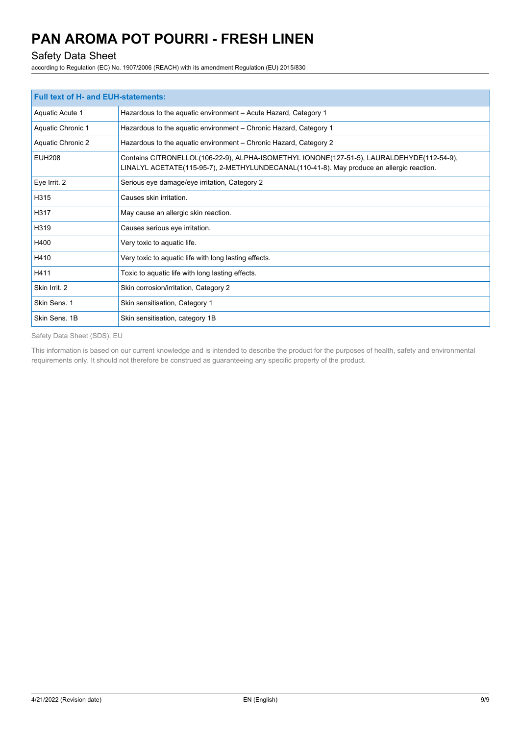| Full text of H- and EUH-statements: | |
|---|---|
| Aquatic Acute 1 | Hazardous to the aquatic environment – Acute Hazard, Category 1 |
| Aquatic Chronic 1 | Hazardous to the aquatic environment – Chronic Hazard, Category 1 |
| Aquatic Chronic 2 | Hazardous to the aquatic environment – Chronic Hazard, Category 2 |
| EUH208 | Contains CITRONELLOL(106-22-9), ALPHA-ISOMETHYL IONONE(127-51-5), LAURALDEHYDE(112-54-9), LINALYL ACETATE(115-95-7), 2-METHYLUNDECANAL(110-41-8). May produce an allergic reaction. |
| Eye Irrit. 2 | Serious eye damage/eye irritation, Category 2 |
| H315 | Causes skin irritation. |
| H317 | May cause an allergic skin reaction. |
| H319 | Causes serious eye irritation. |
| H400 | Very toxic to aquatic life. |
| H410 | Very toxic to aquatic life with long lasting effects. |
| H411 | Toxic to aquatic life with long lasting effects. |
| Skin Irrit. 2 | Skin corrosion/irritation, Category 2 |
| Skin Sens. 1 | Skin sensitisation, Category 1 |
| Skin Sens. 1B | Skin sensitisation, category 1B |

Safety Data Sheet (SDS), EU

This information is based on our current knowledge and is intended to describe the product for the purposes of health, safety and environmental requirements only. It should not therefore be construed as guaranteeing any specific property of the product.